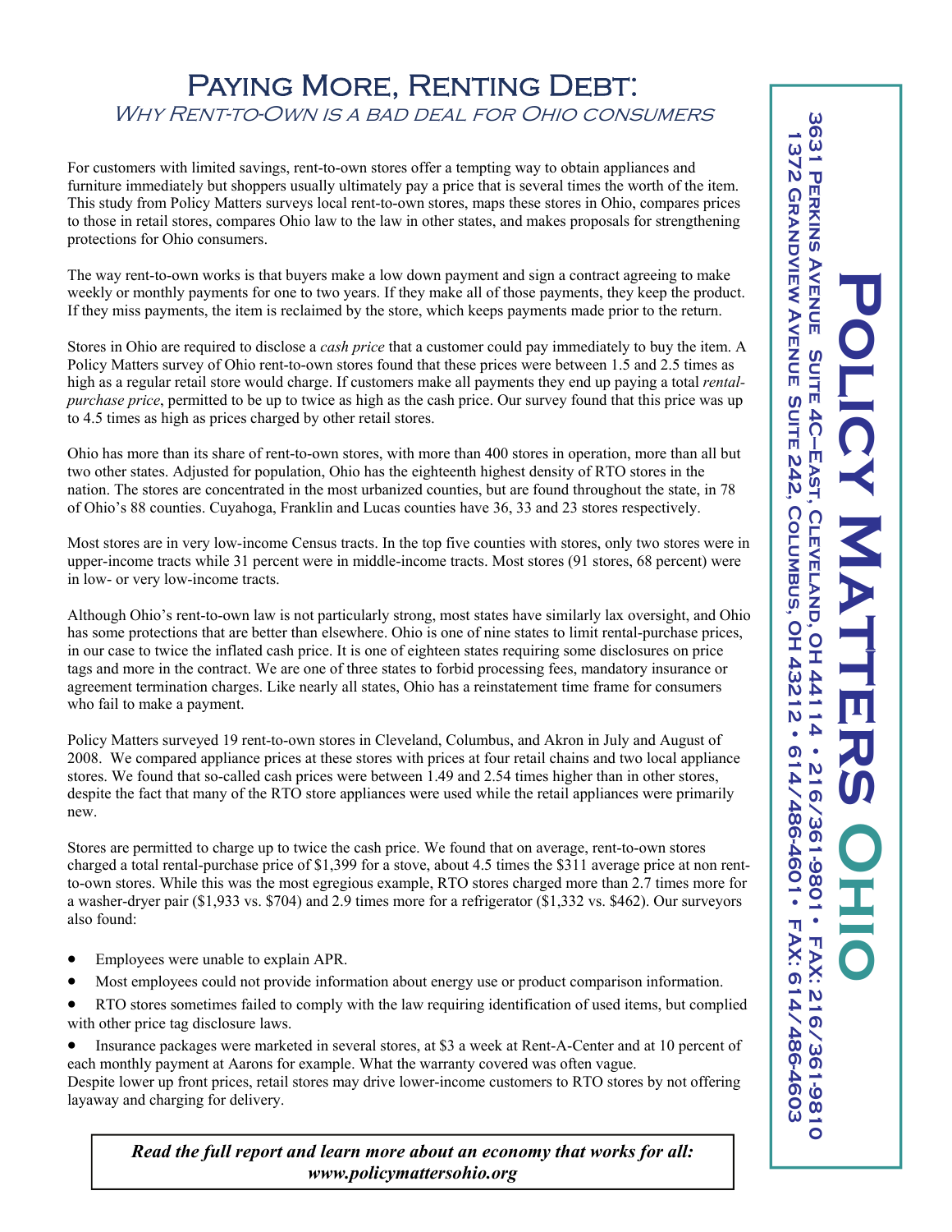# Paying More, Renting Debt:

## Why Rent-to-Own is a bad deal for Ohio consumers

For customers with limited savings, rent-to-own stores offer a tempting way to obtain appliances and furniture immediately but shoppers usually ultimately pay a price that is several times the worth of the item. This study from Policy Matters surveys local rent-to-own stores, maps these stores in Ohio, compares prices to those in retail stores, compares Ohio law to the law in other states, and makes proposals for strengthening protections for Ohio consumers.

The way rent-to-own works is that buyers make a low down payment and sign a contract agreeing to make weekly or monthly payments for one to two years. If they make all of those payments, they keep the product. If they miss payments, the item is reclaimed by the store, which keeps payments made prior to the return.

Stores in Ohio are required to disclose a *cash price* that a customer could pay immediately to buy the item. A Policy Matters survey of Ohio rent-to-own stores found that these prices were between 1.5 and 2.5 times as high as a regular retail store would charge. If customers make all payments they end up paying a total *rental-purchase price*, permitted to be up to twice as high as the cash price. Our survey found that this price was up to 4.5 times as high as prices charged by other retail stores.

Ohio has more than its share of rent-to-own stores, with more than 400 stores in operation, more than all but two other states. Adjusted for population, Ohio has the eighteenth highest density of RTO stores in the nation. The stores are concentrated in the most urbanized counties, but are found throughout the state, in 78 of Ohio's 88 counties. Cuyahoga, Franklin and Lucas counties have 36, 33 and 23 stores respectively.

Most stores are in very low-income Census tracts. In the top five counties with stores, only two stores were in upper-income tracts while 31 percent were in middle-income tracts. Most stores (91 stores, 68 percent) were in low- or very low-income tracts.

Although Ohio's rent-to-own law is not particularly strong, most states have similarly lax oversight, and Ohio has some protections that are better than elsewhere. Ohio is one of nine states to limit rental-purchase prices, in our case to twice the inflated cash price. It is one of eighteen states requiring some disclosures on price tags and more in the contract. We are one of three states to forbid processing fees, mandatory insurance or agreement termination charges. Like nearly all states, Ohio has a reinstatement time frame for consumers who fail to make a payment.

Policy Matters surveyed 19 rent-to-own stores in Cleveland, Columbus, and Akron in July and August of 2008. We compared appliance prices at these stores with prices at four retail chains and two local appliance stores. We found that so-called cash prices were between 1.49 and 2.54 times higher than in other stores, despite the fact that many of the RTO store appliances were used while the retail appliances were primarily new.

Stores are permitted to charge up to twice the cash price. We found that on average, rent-to-own stores charged a total rental-purchase price of $1,399 for a stove, about 4.5 times the $311 average price at non rent-to-own stores. While this was the most egregious example, RTO stores charged more than 2.7 times more for a washer-dryer pair ($1,933 vs. $704) and 2.9 times more for a refrigerator ($1,332 vs. $462). Our surveyors also found:

- Employees were unable to explain APR.
- Most employees could not provide information about energy use or product comparison information.
- RTO stores sometimes failed to comply with the law requiring identification of used items, but complied with other price tag disclosure laws.
- Insurance packages were marketed in several stores, at $3 a week at Rent-A-Center and at 10 percent of each monthly payment at Aarons for example. What the warranty covered was often vague.

Despite lower up front prices, retail stores may drive lower-income customers to RTO stores by not offering layaway and charging for delivery.

***Read the full report and learn more about an economy that works for all: www.policymattersohio.org***

**Policy Matters Ohio**

3631 Perkins Avenue Suite 4C—East, Cleveland, OH 44114 • 216/361-9801 • Fax: 216/361-9810
1372 Grandview Avenue Suite 242, Columbus, OH 43212 • 614/486-4601 • Fax: 614/486-4603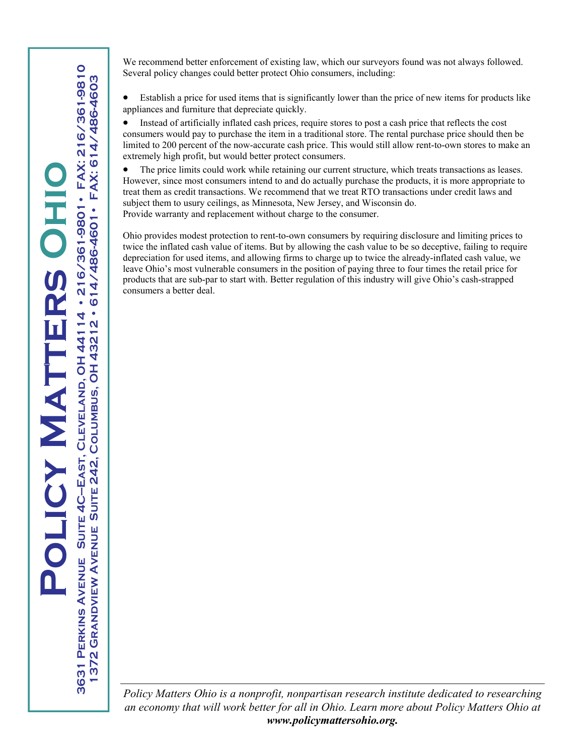We recommend better enforcement of existing law, which our surveyors found was not always followed. Several policy changes could better protect Ohio consumers, including:

- Establish a price for used items that is significantly lower than the price of new items for products like appliances and furniture that depreciate quickly.
- Instead of artificially inflated cash prices, require stores to post a cash price that reflects the cost consumers would pay to purchase the item in a traditional store. The rental purchase price should then be limited to 200 percent of the now-accurate cash price. This would still allow rent-to-own stores to make an extremely high profit, but would better protect consumers.
- The price limits could work while retaining our current structure, which treats transactions as leases. However, since most consumers intend to and do actually purchase the products, it is more appropriate to treat them as credit transactions. We recommend that we treat RTO transactions under credit laws and subject them to usury ceilings, as Minnesota, New Jersey, and Wisconsin do.

Provide warranty and replacement without charge to the consumer.

Ohio provides modest protection to rent-to-own consumers by requiring disclosure and limiting prices to twice the inflated cash value of items. But by allowing the cash value to be so deceptive, failing to require depreciation for used items, and allowing firms to charge up to twice the already-inflated cash value, we leave Ohio's most vulnerable consumers in the position of paying three to four times the retail price for products that are sub-par to start with. Better regulation of this industry will give Ohio's cash-strapped consumers a better deal.

*Policy Matters Ohio is a nonprofit, nonpartisan research institute dedicated to researching an economy that will work better for all in Ohio. Learn more about Policy Matters Ohio at **www.policymattersohio.org.***